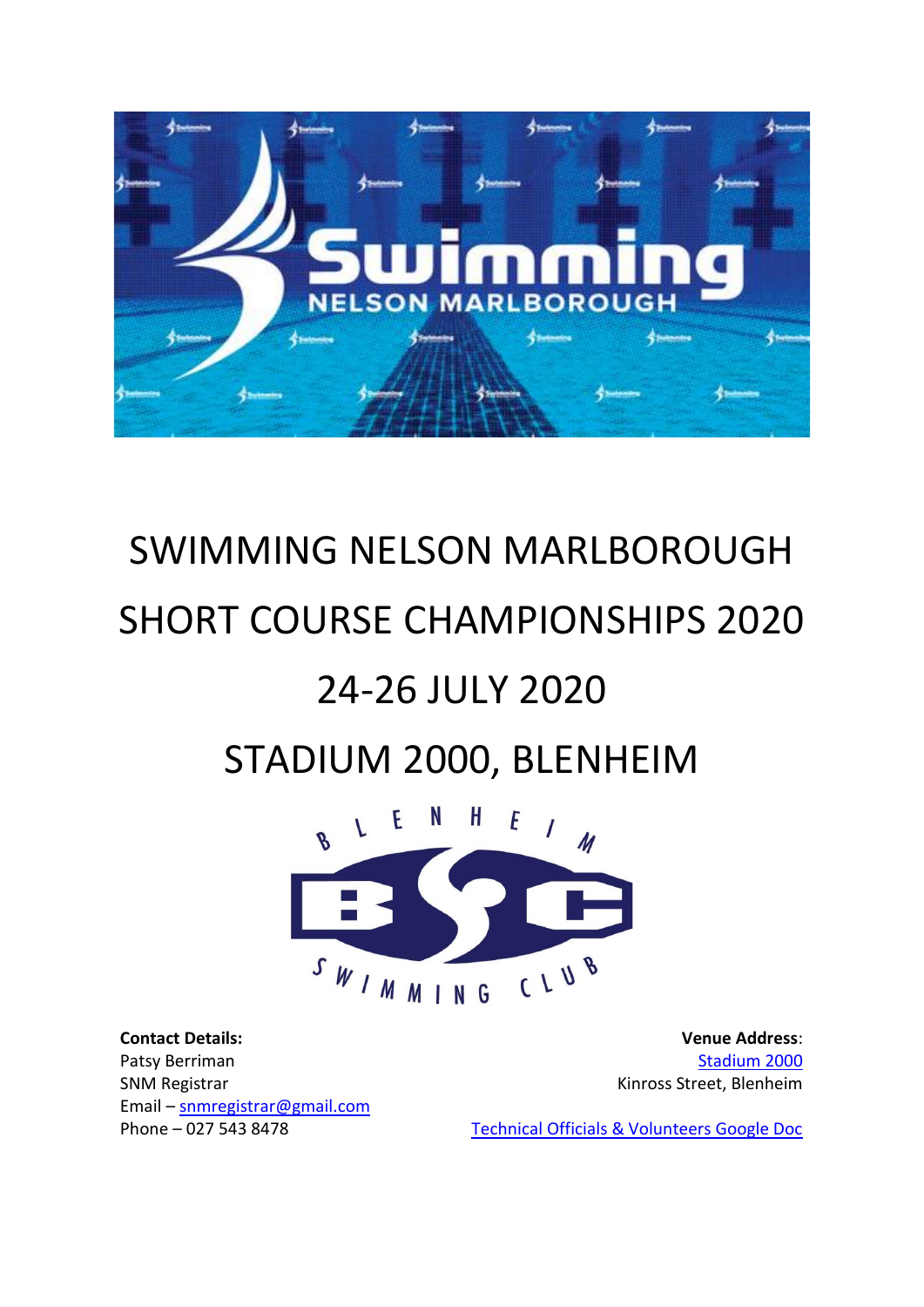# SWIMMING NELSON MARLBOROUGH

# SHORT COURSE CHAMPIONSHIPS 2020

# 24-26 JULY 2020

# STADIUM 2000, BLENHEIM

**Contact Details:**
Patsy Berriman
SNM Registrar
Email – snmregistrar@gmail.com
Phone – 027 543 8478

**Venue Address**:
Stadium 2000
Kinross Street, Blenheim

Technical Officials & Volunteers Google Doc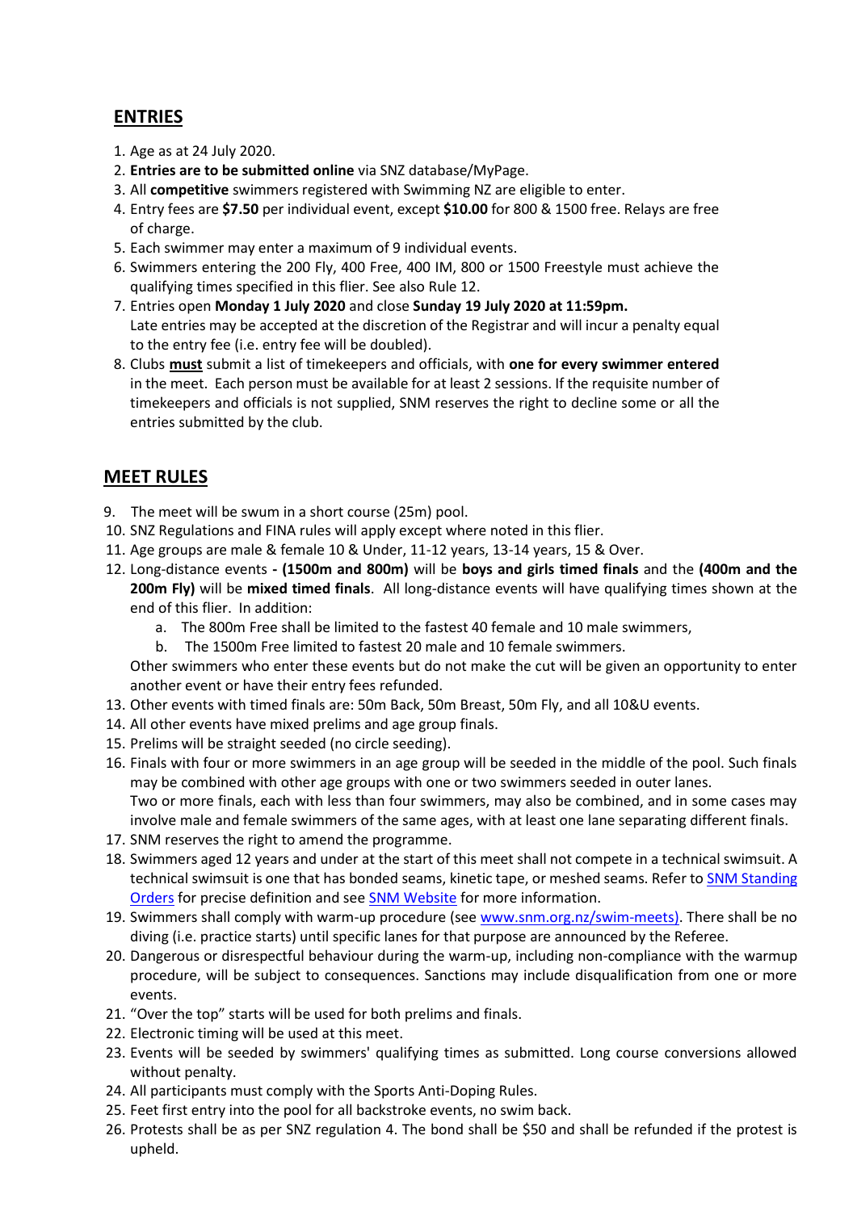## ENTRIES

1. Age as at 24 July 2020.
2. **Entries are to be submitted online** via SNZ database/MyPage.
3. All **competitive** swimmers registered with Swimming NZ are eligible to enter.
4. Entry fees are **$7.50** per individual event, except **$10.00** for 800 & 1500 free. Relays are free of charge.
5. Each swimmer may enter a maximum of 9 individual events.
6. Swimmers entering the 200 Fly, 400 Free, 400 IM, 800 or 1500 Freestyle must achieve the qualifying times specified in this flier. See also Rule 12.
7. Entries open **Monday 1 July 2020** and close **Sunday 19 July 2020 at 11:59pm.** Late entries may be accepted at the discretion of the Registrar and will incur a penalty equal to the entry fee (i.e. entry fee will be doubled).
8. Clubs **must** submit a list of timekeepers and officials, with **one for every swimmer entered** in the meet. Each person must be available for at least 2 sessions. If the requisite number of timekeepers and officials is not supplied, SNM reserves the right to decline some or all the entries submitted by the club.

## MEET RULES

9. The meet will be swum in a short course (25m) pool.
10. SNZ Regulations and FINA rules will apply except where noted in this flier.
11. Age groups are male & female 10 & Under, 11-12 years, 13-14 years, 15 & Over.
12. Long-distance events **- (1500m and 800m)** will be **boys and girls timed finals** and the **(400m and the 200m Fly)** will be **mixed timed finals**. All long-distance events will have qualifying times shown at the end of this flier. In addition:
    a. The 800m Free shall be limited to the fastest 40 female and 10 male swimmers,
    b. The 1500m Free limited to fastest 20 male and 10 female swimmers.

    Other swimmers who enter these events but do not make the cut will be given an opportunity to enter another event or have their entry fees refunded.
13. Other events with timed finals are: 50m Back, 50m Breast, 50m Fly, and all 10&U events.
14. All other events have mixed prelims and age group finals.
15. Prelims will be straight seeded (no circle seeding).
16. Finals with four or more swimmers in an age group will be seeded in the middle of the pool. Such finals may be combined with other age groups with one or two swimmers seeded in outer lanes. Two or more finals, each with less than four swimmers, may also be combined, and in some cases may involve male and female swimmers of the same ages, with at least one lane separating different finals.
17. SNM reserves the right to amend the programme.
18. Swimmers aged 12 years and under at the start of this meet shall not compete in a technical swimsuit. A technical swimsuit is one that has bonded seams, kinetic tape, or meshed seams. Refer to SNM Standing Orders for precise definition and see SNM Website for more information.
19. Swimmers shall comply with warm-up procedure (see www.snm.org.nz/swim-meets). There shall be no diving (i.e. practice starts) until specific lanes for that purpose are announced by the Referee.
20. Dangerous or disrespectful behaviour during the warm-up, including non-compliance with the warmup procedure, will be subject to consequences. Sanctions may include disqualification from one or more events.
21. "Over the top" starts will be used for both prelims and finals.
22. Electronic timing will be used at this meet.
23. Events will be seeded by swimmers' qualifying times as submitted. Long course conversions allowed without penalty.
24. All participants must comply with the Sports Anti-Doping Rules.
25. Feet first entry into the pool for all backstroke events, no swim back.
26. Protests shall be as per SNZ regulation 4. The bond shall be $50 and shall be refunded if the protest is upheld.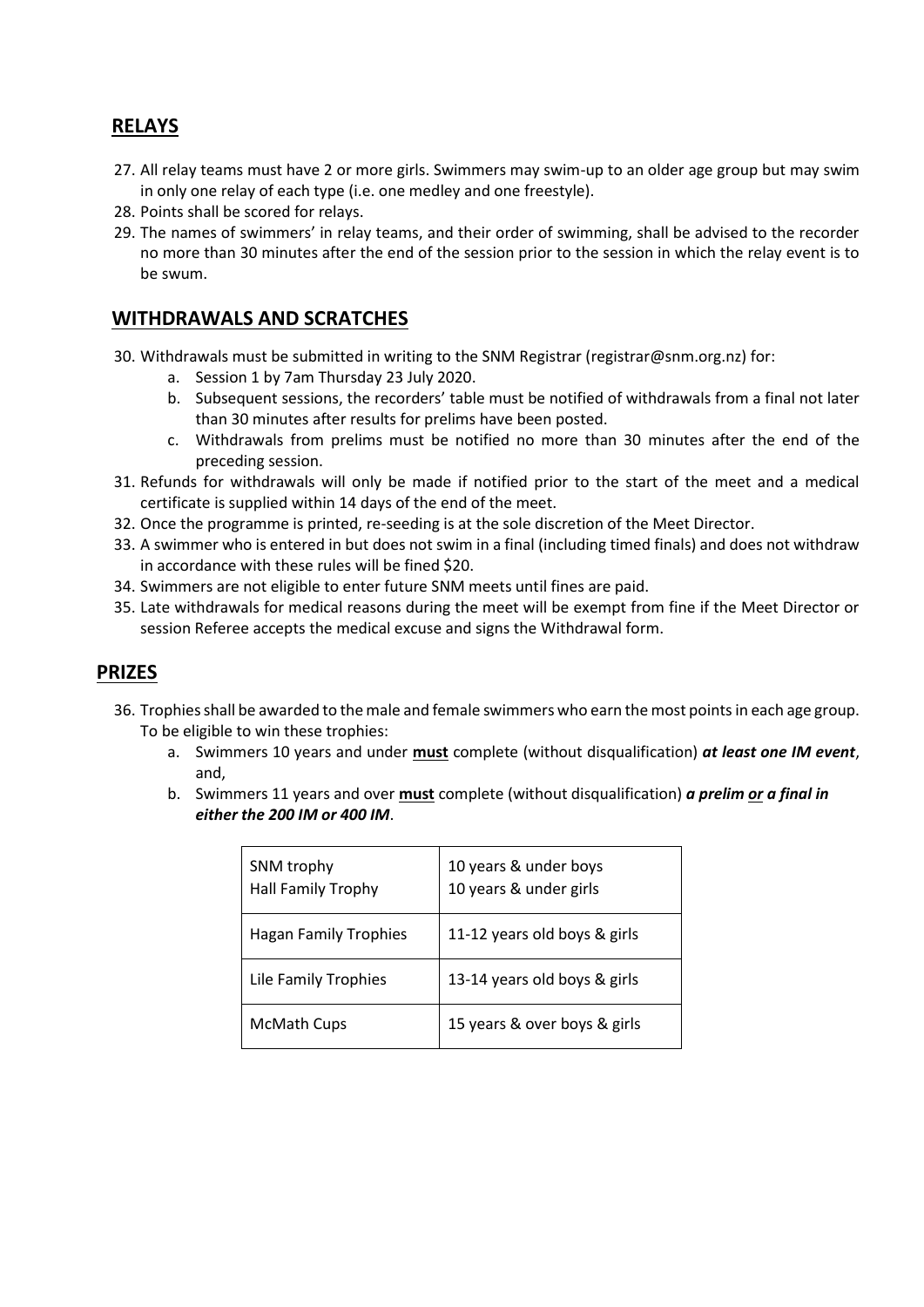## RELAYS

27. All relay teams must have 2 or more girls. Swimmers may swim-up to an older age group but may swim in only one relay of each type (i.e. one medley and one freestyle).
28. Points shall be scored for relays.
29. The names of swimmers' in relay teams, and their order of swimming, shall be advised to the recorder no more than 30 minutes after the end of the session prior to the session in which the relay event is to be swum.

## WITHDRAWALS AND SCRATCHES

30. Withdrawals must be submitted in writing to the SNM Registrar (registrar@snm.org.nz) for:
    a. Session 1 by 7am Thursday 23 July 2020.
    b. Subsequent sessions, the recorders' table must be notified of withdrawals from a final not later than 30 minutes after results for prelims have been posted.
    c. Withdrawals from prelims must be notified no more than 30 minutes after the end of the preceding session.
31. Refunds for withdrawals will only be made if notified prior to the start of the meet and a medical certificate is supplied within 14 days of the end of the meet.
32. Once the programme is printed, re-seeding is at the sole discretion of the Meet Director.
33. A swimmer who is entered in but does not swim in a final (including timed finals) and does not withdraw in accordance with these rules will be fined $20.
34. Swimmers are not eligible to enter future SNM meets until fines are paid.
35. Late withdrawals for medical reasons during the meet will be exempt from fine if the Meet Director or session Referee accepts the medical excuse and signs the Withdrawal form.

## PRIZES

36. Trophies shall be awarded to the male and female swimmers who earn the most points in each age group. To be eligible to win these trophies:
    a. Swimmers 10 years and under **must** complete (without disqualification) ***at least one IM event***, and,
    b. Swimmers 11 years and over **must** complete (without disqualification) ***a prelim or a final in either the 200 IM or 400 IM***.

| Trophy | Age group |
|---|---|
| SNM trophy<br>Hall Family Trophy | 10 years & under boys<br>10 years & under girls |
| Hagan Family Trophies | 11-12 years old boys & girls |
| Lile Family Trophies | 13-14 years old boys & girls |
| McMath Cups | 15 years & over boys & girls |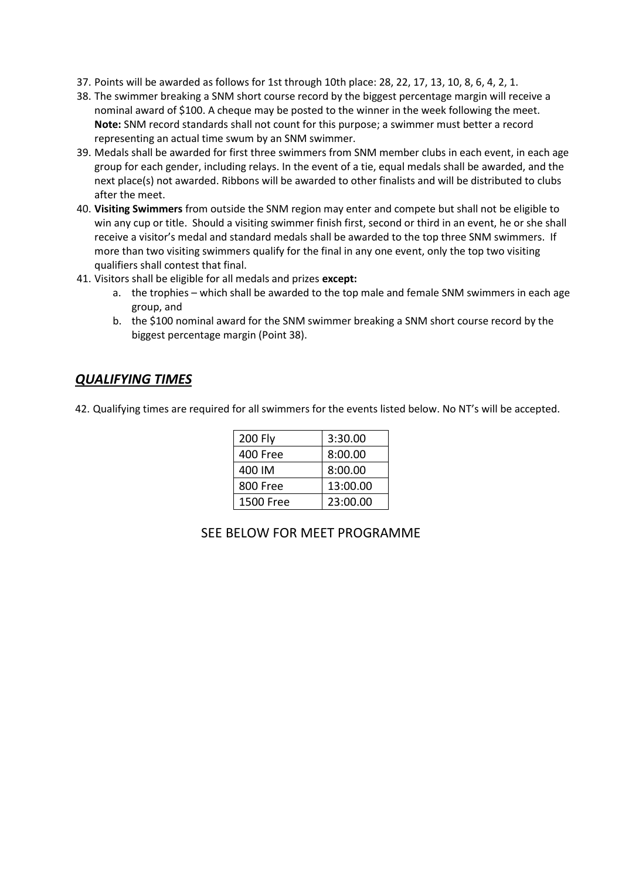37. Points will be awarded as follows for 1st through 10th place: 28, 22, 17, 13, 10, 8, 6, 4, 2, 1.
38. The swimmer breaking a SNM short course record by the biggest percentage margin will receive a nominal award of $100. A cheque may be posted to the winner in the week following the meet. **Note:** SNM record standards shall not count for this purpose; a swimmer must better a record representing an actual time swum by an SNM swimmer.
39. Medals shall be awarded for first three swimmers from SNM member clubs in each event, in each age group for each gender, including relays. In the event of a tie, equal medals shall be awarded, and the next place(s) not awarded. Ribbons will be awarded to other finalists and will be distributed to clubs after the meet.
40. **Visiting Swimmers** from outside the SNM region may enter and compete but shall not be eligible to win any cup or title. Should a visiting swimmer finish first, second or third in an event, he or she shall receive a visitor's medal and standard medals shall be awarded to the top three SNM swimmers. If more than two visiting swimmers qualify for the final in any one event, only the top two visiting qualifiers shall contest that final.
41. Visitors shall be eligible for all medals and prizes **except:**
    a. the trophies – which shall be awarded to the top male and female SNM swimmers in each age group, and
    b. the $100 nominal award for the SNM swimmer breaking a SNM short course record by the biggest percentage margin (Point 38).

## ***QUALIFYING TIMES***

42. Qualifying times are required for all swimmers for the events listed below. No NT's will be accepted.

| Event | Time |
|---|---|
| 200 Fly | 3:30.00 |
| 400 Free | 8:00.00 |
| 400 IM | 8:00.00 |
| 800 Free | 13:00.00 |
| 1500 Free | 23:00.00 |

SEE BELOW FOR MEET PROGRAMME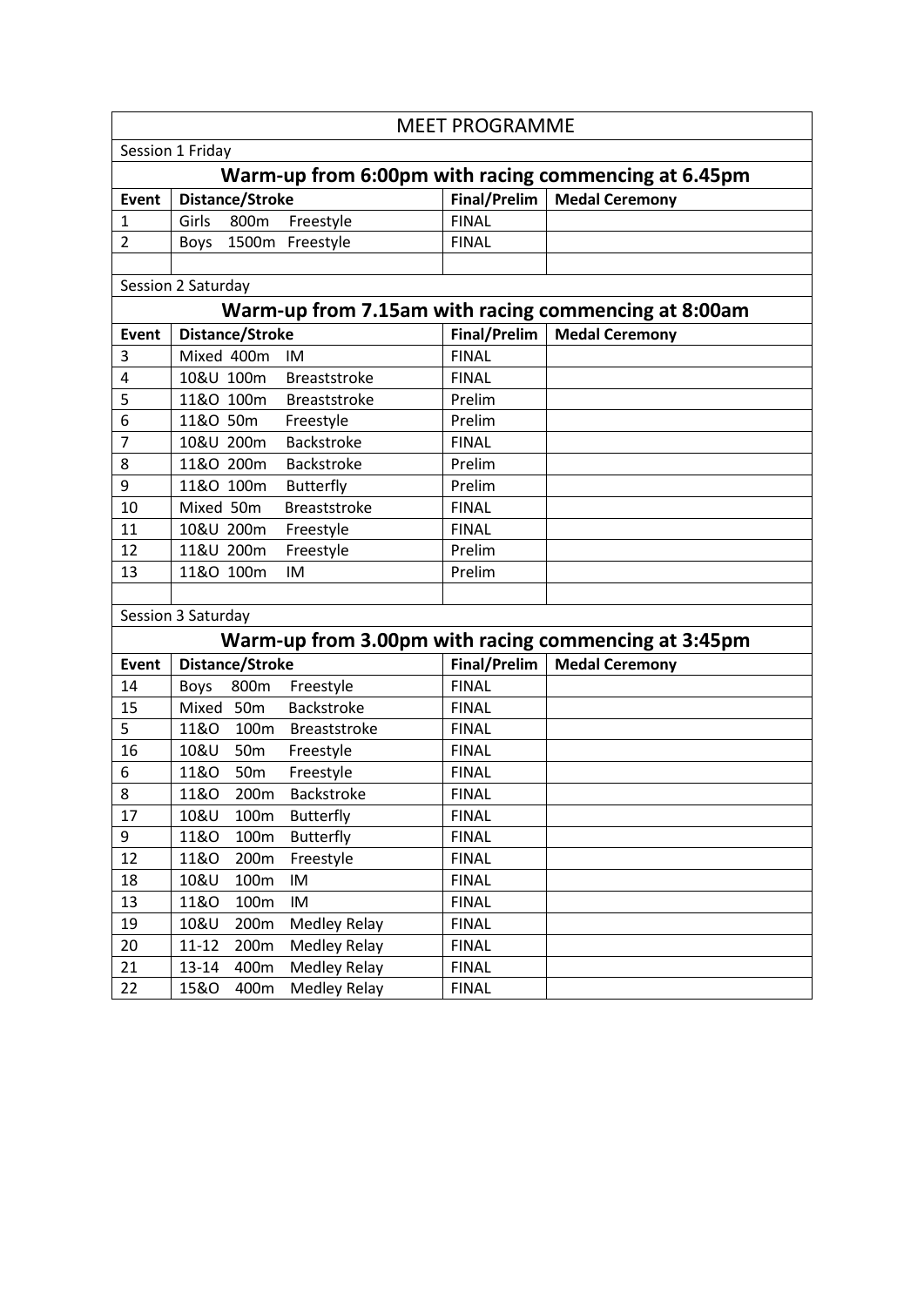| MEET PROGRAMME | | | |
|---|---|---|---|
| Session 1 Friday | | | |
| **Warm-up from 6:00pm with racing commencing at 6.45pm** | | | |
| **Event** | **Distance/Stroke** | **Final/Prelim** | **Medal Ceremony** |
| 1 | Girls 800m Freestyle | FINAL | |
| 2 | Boys 1500m Freestyle | FINAL | |
| | | | |
| Session 2 Saturday | | | |
| **Warm-up from 7.15am with racing commencing at 8:00am** | | | |
| **Event** | **Distance/Stroke** | **Final/Prelim** | **Medal Ceremony** |
| 3 | Mixed 400m IM | FINAL | |
| 4 | 10&U 100m Breaststroke | FINAL | |
| 5 | 11&O 100m Breaststroke | Prelim | |
| 6 | 11&O 50m Freestyle | Prelim | |
| 7 | 10&U 200m Backstroke | FINAL | |
| 8 | 11&O 200m Backstroke | Prelim | |
| 9 | 11&O 100m Butterfly | Prelim | |
| 10 | Mixed 50m Breaststroke | FINAL | |
| 11 | 10&U 200m Freestyle | FINAL | |
| 12 | 11&U 200m Freestyle | Prelim | |
| 13 | 11&O 100m IM | Prelim | |
| | | | |
| Session 3 Saturday | | | |
| **Warm-up from 3.00pm with racing commencing at 3:45pm** | | | |
| **Event** | **Distance/Stroke** | **Final/Prelim** | **Medal Ceremony** |
| 14 | Boys 800m Freestyle | FINAL | |
| 15 | Mixed 50m Backstroke | FINAL | |
| 5 | 11&O 100m Breaststroke | FINAL | |
| 16 | 10&U 50m Freestyle | FINAL | |
| 6 | 11&O 50m Freestyle | FINAL | |
| 8 | 11&O 200m Backstroke | FINAL | |
| 17 | 10&U 100m Butterfly | FINAL | |
| 9 | 11&O 100m Butterfly | FINAL | |
| 12 | 11&O 200m Freestyle | FINAL | |
| 18 | 10&U 100m IM | FINAL | |
| 13 | 11&O 100m IM | FINAL | |
| 19 | 10&U 200m Medley Relay | FINAL | |
| 20 | 11-12 200m Medley Relay | FINAL | |
| 21 | 13-14 400m Medley Relay | FINAL | |
| 22 | 15&O 400m Medley Relay | FINAL | |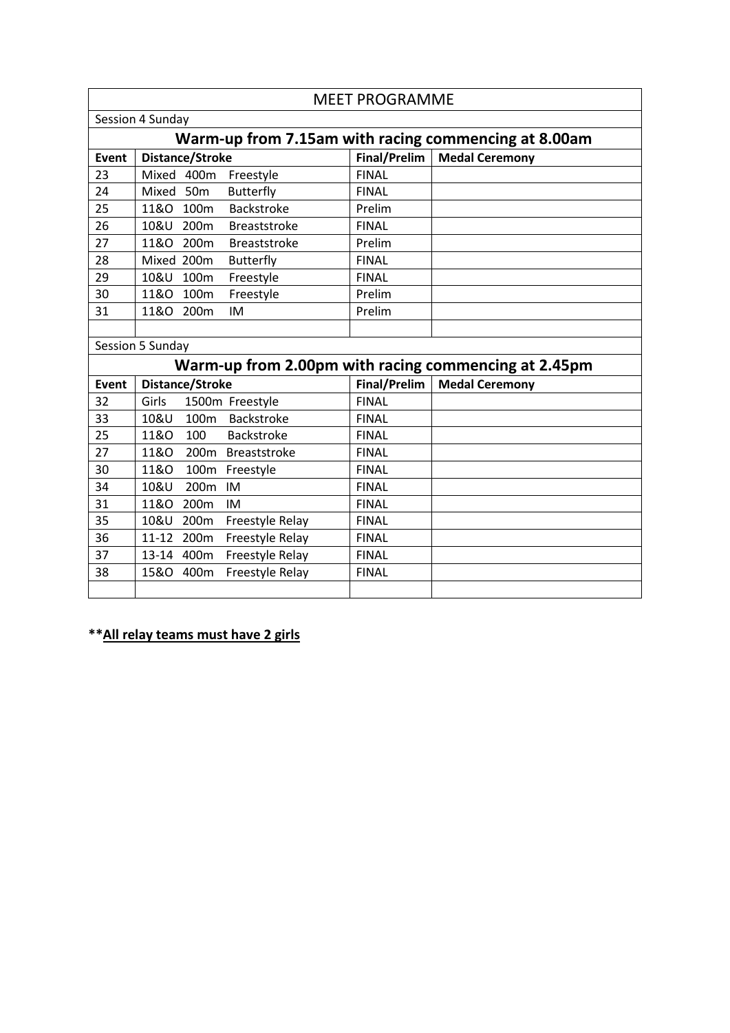| MEET PROGRAMME | | | |
|---|---|---|---|
| Session 4 Sunday | | | |
| **Warm-up from 7.15am with racing commencing at 8.00am** | | | |
| **Event** | **Distance/Stroke** | **Final/Prelim** | **Medal Ceremony** |
| 23 | Mixed 400m Freestyle | FINAL | |
| 24 | Mixed 50m Butterfly | FINAL | |
| 25 | 11&O 100m Backstroke | Prelim | |
| 26 | 10&U 200m Breaststroke | FINAL | |
| 27 | 11&O 200m Breaststroke | Prelim | |
| 28 | Mixed 200m Butterfly | FINAL | |
| 29 | 10&U 100m Freestyle | FINAL | |
| 30 | 11&O 100m Freestyle | Prelim | |
| 31 | 11&O 200m IM | Prelim | |
| | | | |
| Session 5 Sunday | | | |
| **Warm-up from 2.00pm with racing commencing at 2.45pm** | | | |
| **Event** | **Distance/Stroke** | **Final/Prelim** | **Medal Ceremony** |
| 32 | Girls 1500m Freestyle | FINAL | |
| 33 | 10&U 100m Backstroke | FINAL | |
| 25 | 11&O 100 Backstroke | FINAL | |
| 27 | 11&O 200m Breaststroke | FINAL | |
| 30 | 11&O 100m Freestyle | FINAL | |
| 34 | 10&U 200m IM | FINAL | |
| 31 | 11&O 200m IM | FINAL | |
| 35 | 10&U 200m Freestyle Relay | FINAL | |
| 36 | 11-12 200m Freestyle Relay | FINAL | |
| 37 | 13-14 400m Freestyle Relay | FINAL | |
| 38 | 15&O 400m Freestyle Relay | FINAL | |
| | | | |

****All relay teams must have 2 girls**